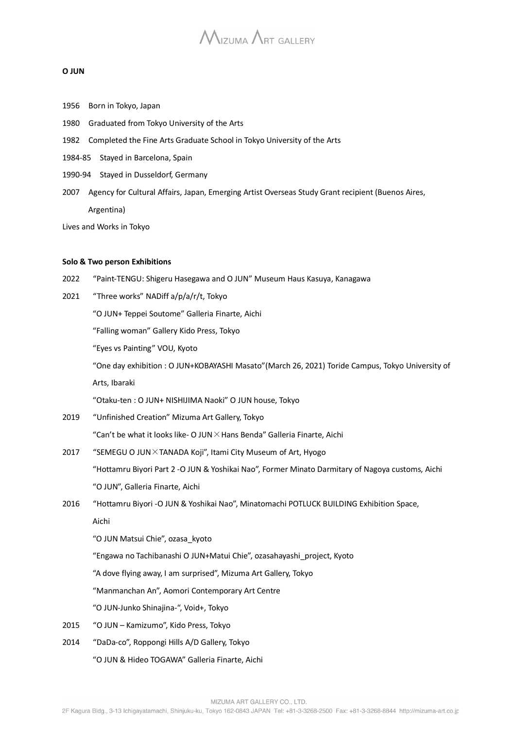**O JUN**

1956 Born in Tokyo, Japan

1980 Graduated from Tokyo University of the Arts

1982 Completed the Fine Arts Graduate School in Tokyo University of the Arts

1984-85 Stayed in Barcelona, Spain

1990-94 Stayed in Dusseldorf, Germany

2007 Agency for Cultural Affairs, Japan, Emerging Artist Overseas Study Grant recipient (Buenos Aires, Argentina)

Lives and Works in Tokyo

**Solo & Two person Exhibitions**

2022 “Paint-TENGU: Shigeru Hasegawa and O JUN” Museum Haus Kasuya, Kanagawa

2021 “Three works” NADiff a/p/a/r/t, Tokyo

“O JUN+ Teppei Soutome” Galleria Finarte, Aichi

“Falling woman” Gallery Kido Press, Tokyo

“Eyes vs Painting” VOU, Kyoto

“One day exhibition : O JUN+KOBAYASHI Masato”(March 26, 2021) Toride Campus, Tokyo University of Arts, Ibaraki

“Otaku-ten : O JUN+ NISHIJIMA Naoki” O JUN house, Tokyo

2019 “Unfinished Creation” Mizuma Art Gallery, Tokyo

“Can’t be what it looks like- O JUN×Hans Benda” Galleria Finarte, Aichi

2017 “SEMEGU O JUN×TANADA Koji”, Itami City Museum of Art, Hyogo

“Hottamru Biyori Part 2 -O JUN & Yoshikai Nao”, Former Minato Darmitary of Nagoya customs, Aichi

“O JUN”, Galleria Finarte, Aichi

2016 “Hottamru Biyori -O JUN & Yoshikai Nao”, Minatomachi POTLUCK BUILDING Exhibition Space, Aichi

“O JUN Matsui Chie”, ozasa_kyoto

“Engawa no Tachibanashi O JUN+Matui Chie”, ozasahayashi_project, Kyoto

“A dove flying away, I am surprised”, Mizuma Art Gallery, Tokyo

“Manmanchan An”, Aomori Contemporary Art Centre

“O JUN-Junko Shinajina-“, Void+, Tokyo

2015 “O JUN – Kamizumo”, Kido Press, Tokyo

2014 “DaDa-co”, Roppongi Hills A/D Gallery, Tokyo

“O JUN & Hideo TOGAWA” Galleria Finarte, Aichi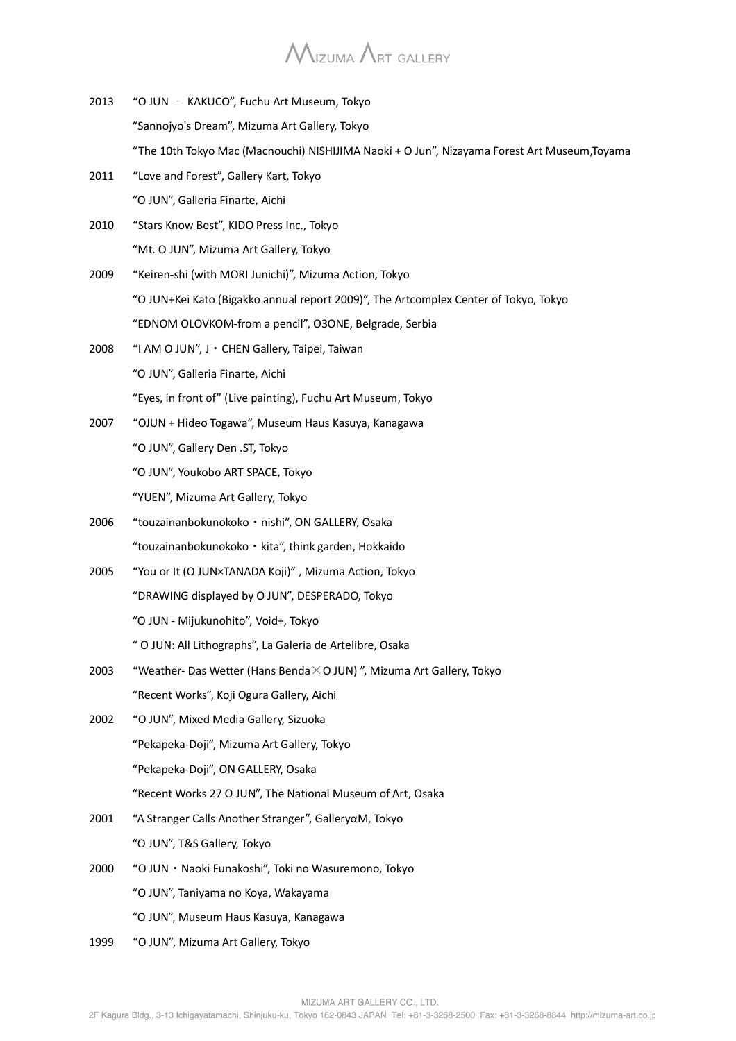2013 “O JUN ﹣ KAKUCO”, Fuchu Art Museum, Tokyo

“Sannojyo's Dream”, Mizuma Art Gallery, Tokyo

“The 10th Tokyo Mac (Macnouchi) NISHIJIMA Naoki + O Jun”, Nizayama Forest Art Museum,Toyama

2011 “Love and Forest”, Gallery Kart, Tokyo

“O JUN”, Galleria Finarte, Aichi

2010 “Stars Know Best”, KIDO Press Inc., Tokyo

“Mt. O JUN”, Mizuma Art Gallery, Tokyo

2009 “Keiren-shi (with MORI Junichi)”, Mizuma Action, Tokyo

“O JUN+Kei Kato (Bigakko annual report 2009)”, The Artcomplex Center of Tokyo, Tokyo

“EDNOM OLOVKOM-from a pencil”, O3ONE, Belgrade, Serbia

2008 “I AM O JUN”, J・CHEN Gallery, Taipei, Taiwan

“O JUN”, Galleria Finarte, Aichi

“Eyes, in front of” (Live painting), Fuchu Art Museum, Tokyo

2007 “OJUN + Hideo Togawa”, Museum Haus Kasuya, Kanagawa

“O JUN”, Gallery Den .ST, Tokyo

“O JUN”, Youkobo ART SPACE, Tokyo

“YUEN”, Mizuma Art Gallery, Tokyo

2006 “touzainanbokunokoko・nishi”, ON GALLERY, Osaka

“touzainanbokunokoko・kita”, think garden, Hokkaido

2005 “You or It (O JUN×TANADA Koji)” , Mizuma Action, Tokyo

“DRAWING displayed by O JUN”, DESPERADO, Tokyo

“O JUN - Mijukunohito”, Void+, Tokyo

“ O JUN: All Lithographs”, La Galeria de Artelibre, Osaka

2003 “Weather- Das Wetter (Hans Benda×O JUN) ”, Mizuma Art Gallery, Tokyo

“Recent Works”, Koji Ogura Gallery, Aichi

2002 “O JUN”, Mixed Media Gallery, Sizuoka

“Pekapeka-Doji”, Mizuma Art Gallery, Tokyo

“Pekapeka-Doji”, ON GALLERY, Osaka

“Recent Works 27 O JUN”, The National Museum of Art, Osaka

2001 “A Stranger Calls Another Stranger”, GalleryαM, Tokyo

“O JUN”, T&S Gallery, Tokyo

2000 “O JUN・Naoki Funakoshi”, Toki no Wasuremono, Tokyo

“O JUN”, Taniyama no Koya, Wakayama

“O JUN”, Museum Haus Kasuya, Kanagawa

1999 “O JUN”, Mizuma Art Gallery, Tokyo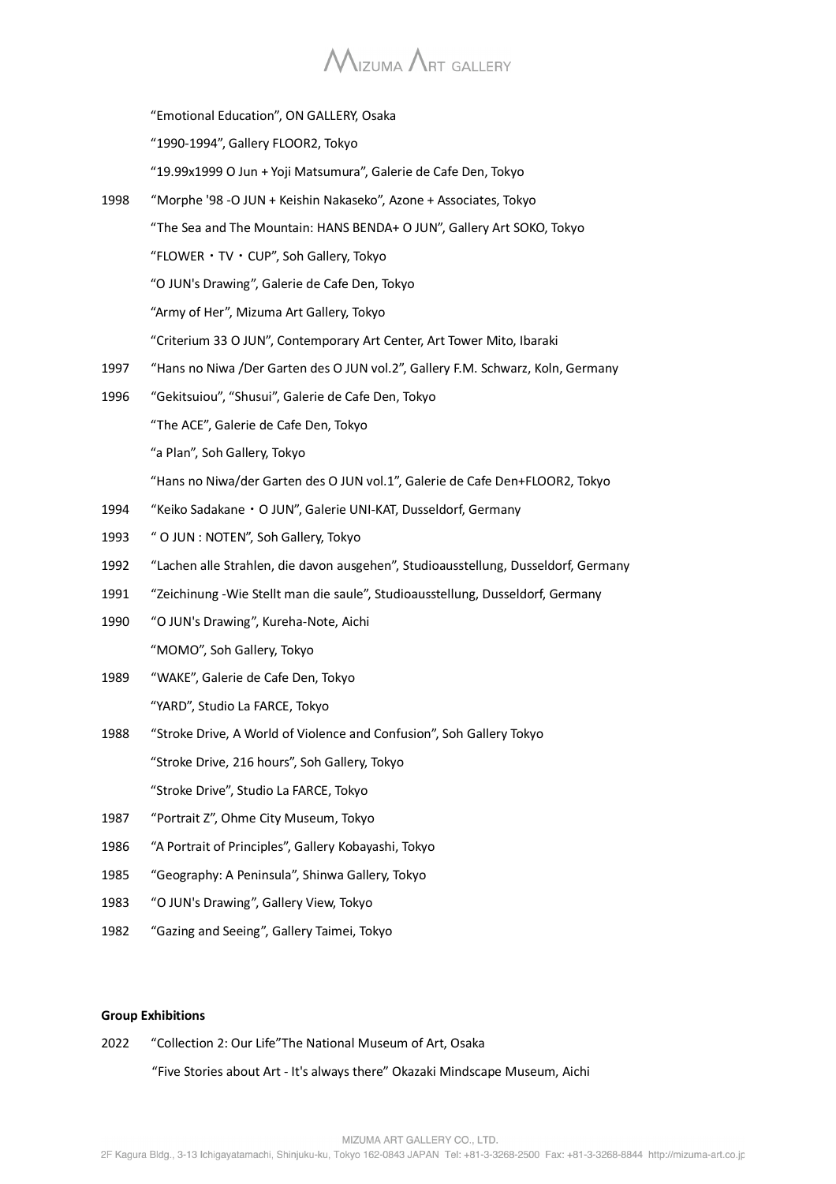“Emotional Education”, ON GALLERY, Osaka

“1990-1994”, Gallery FLOOR2, Tokyo

“19.99x1999 O Jun + Yoji Matsumura”, Galerie de Cafe Den, Tokyo

1998 “Morphe '98 -O JUN + Keishin Nakaseko”, Azone + Associates, Tokyo

“The Sea and The Mountain: HANS BENDA+ O JUN”, Gallery Art SOKO, Tokyo

“FLOWER・TV・CUP”, Soh Gallery, Tokyo

“O JUN's Drawing”, Galerie de Cafe Den, Tokyo

“Army of Her”, Mizuma Art Gallery, Tokyo

“Criterium 33 O JUN”, Contemporary Art Center, Art Tower Mito, Ibaraki

1997 “Hans no Niwa /Der Garten des O JUN vol.2”, Gallery F.M. Schwarz, Koln, Germany

1996 “Gekitsuiou”, “Shusui”, Galerie de Cafe Den, Tokyo

“The ACE”, Galerie de Cafe Den, Tokyo

“a Plan”, Soh Gallery, Tokyo

“Hans no Niwa/der Garten des O JUN vol.1”, Galerie de Cafe Den+FLOOR2, Tokyo

1994 “Keiko Sadakane・O JUN”, Galerie UNI-KAT, Dusseldorf, Germany

1993 “ O JUN : NOTEN”, Soh Gallery, Tokyo

1992 “Lachen alle Strahlen, die davon ausgehen”, Studioausstellung, Dusseldorf, Germany

1991 “Zeichinung -Wie Stellt man die saule”, Studioausstellung, Dusseldorf, Germany

1990 “O JUN's Drawing”, Kureha-Note, Aichi

“MOMO”, Soh Gallery, Tokyo

1989 “WAKE”, Galerie de Cafe Den, Tokyo

“YARD”, Studio La FARCE, Tokyo

1988 “Stroke Drive, A World of Violence and Confusion”, Soh Gallery Tokyo

“Stroke Drive, 216 hours”, Soh Gallery, Tokyo

“Stroke Drive”, Studio La FARCE, Tokyo

1987 “Portrait Z”, Ohme City Museum, Tokyo

1986 “A Portrait of Principles”, Gallery Kobayashi, Tokyo

1985 “Geography: A Peninsula”, Shinwa Gallery, Tokyo

1983 “O JUN's Drawing”, Gallery View, Tokyo

1982 “Gazing and Seeing”, Gallery Taimei, Tokyo

**Group Exhibitions**

2022 “Collection 2: Our Life”The National Museum of Art, Osaka

“Five Stories about Art - It's always there” Okazaki Mindscape Museum, Aichi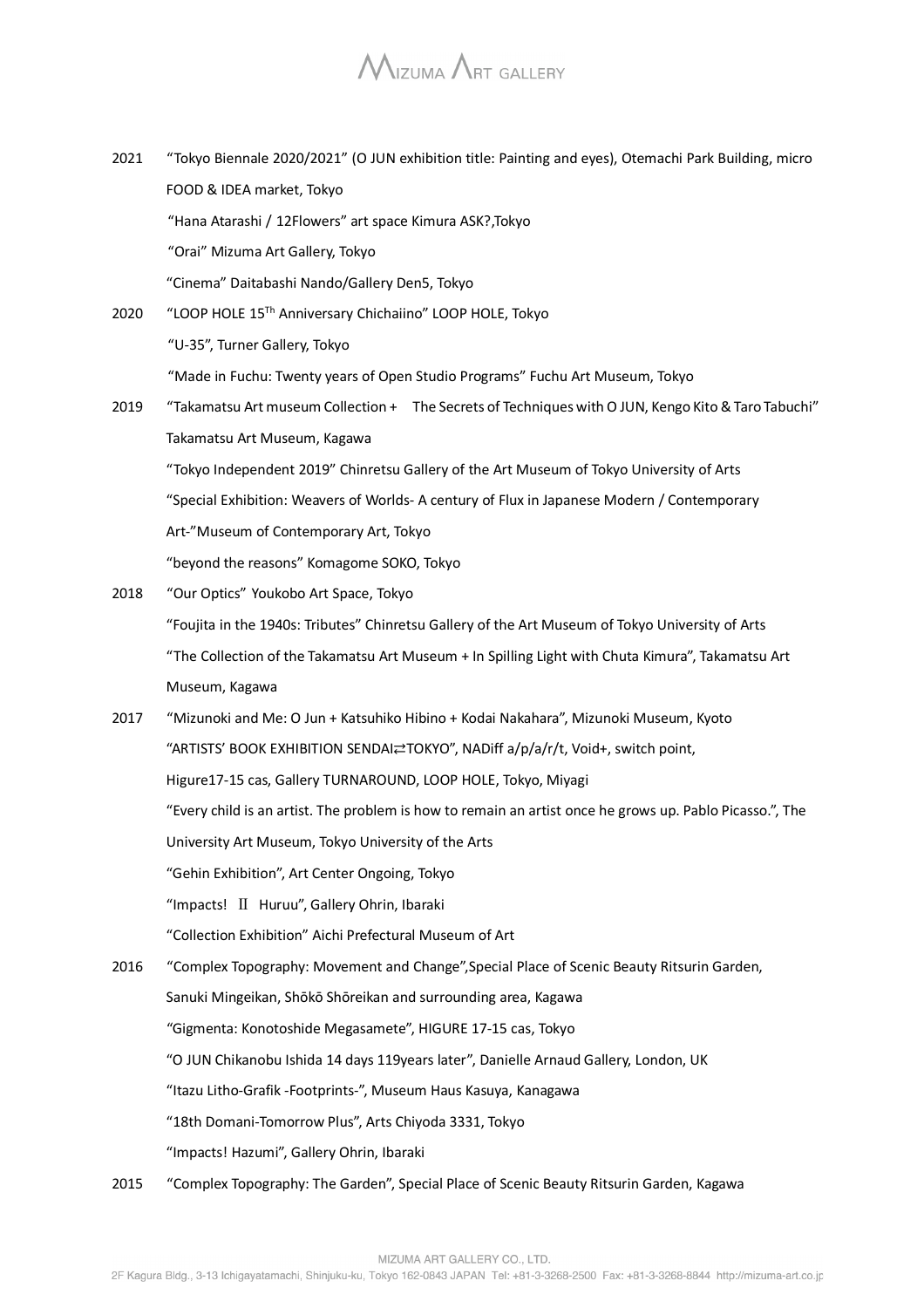2021 "Tokyo Biennale 2020/2021" (O JUN exhibition title: Painting and eyes), Otemachi Park Building, micro FOOD & IDEA market, Tokyo

"Hana Atarashi / 12Flowers" art space Kimura ASK?,Tokyo

"Orai" Mizuma Art Gallery, Tokyo

"Cinema" Daitabashi Nando/Gallery Den5, Tokyo

2020 "LOOP HOLE 15Th Anniversary Chichaiino" LOOP HOLE, Tokyo

"U-35", Turner Gallery, Tokyo

"Made in Fuchu: Twenty years of Open Studio Programs" Fuchu Art Museum, Tokyo

2019 "Takamatsu Art museum Collection + The Secrets of Techniques with O JUN, Kengo Kito & Taro Tabuchi" Takamatsu Art Museum, Kagawa

"Tokyo Independent 2019" Chinretsu Gallery of the Art Museum of Tokyo University of Arts

"Special Exhibition: Weavers of Worlds- A century of Flux in Japanese Modern / Contemporary Art-"Museum of Contemporary Art, Tokyo

"beyond the reasons" Komagome SOKO, Tokyo

2018 "Our Optics" Youkobo Art Space, Tokyo

"Foujita in the 1940s: Tributes" Chinretsu Gallery of the Art Museum of Tokyo University of Arts

"The Collection of the Takamatsu Art Museum + In Spilling Light with Chuta Kimura", Takamatsu Art Museum, Kagawa

2017 "Mizunoki and Me: O Jun + Katsuhiko Hibino + Kodai Nakahara", Mizunoki Museum, Kyoto

"ARTISTS' BOOK EXHIBITION SENDAI⇄TOKYO", NADiff a/p/a/r/t, Void+, switch point, Higure17-15 cas, Gallery TURNAROUND, LOOP HOLE, Tokyo, Miyagi

"Every child is an artist. The problem is how to remain an artist once he grows up. Pablo Picasso.", The University Art Museum, Tokyo University of the Arts

"Gehin Exhibition", Art Center Ongoing, Tokyo

"Impacts! Ⅱ Huruu", Gallery Ohrin, Ibaraki

"Collection Exhibition" Aichi Prefectural Museum of Art

2016 "Complex Topography: Movement and Change",Special Place of Scenic Beauty Ritsurin Garden, Sanuki Mingeikan, Shōkō Shōreikan and surrounding area, Kagawa

"Gigmenta: Konotoshide Megasamete", HIGURE 17-15 cas, Tokyo

"O JUN Chikanobu Ishida 14 days 119years later", Danielle Arnaud Gallery, London, UK

"Itazu Litho-Grafik -Footprints-", Museum Haus Kasuya, Kanagawa

"18th Domani-Tomorrow Plus", Arts Chiyoda 3331, Tokyo

"Impacts! Hazumi", Gallery Ohrin, Ibaraki

2015 "Complex Topography: The Garden", Special Place of Scenic Beauty Ritsurin Garden, Kagawa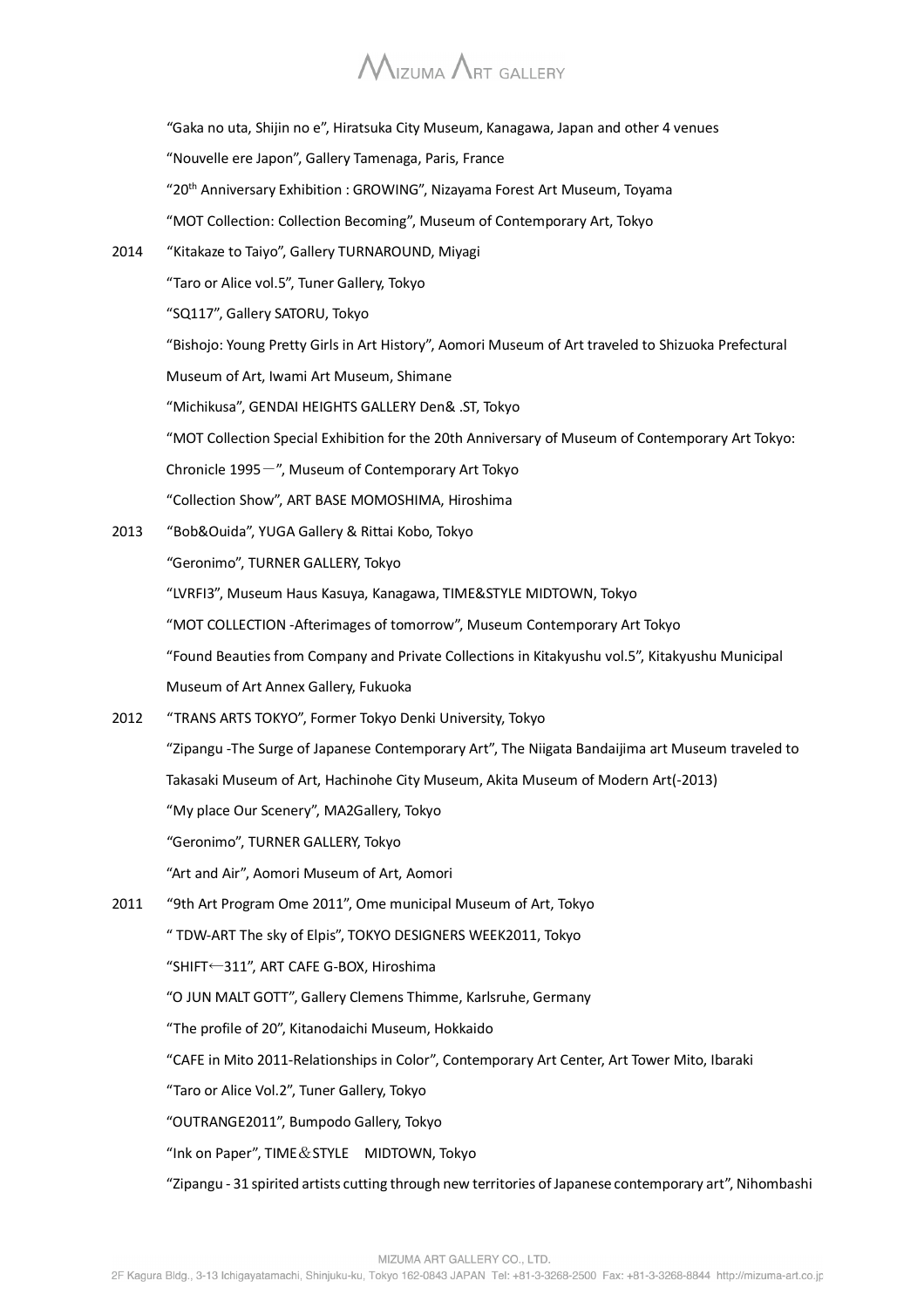"Gaka no uta, Shijin no e", Hiratsuka City Museum, Kanagawa, Japan and other 4 venues

"Nouvelle ere Japon", Gallery Tamenaga, Paris, France

"20th Anniversary Exhibition : GROWING", Nizayama Forest Art Museum, Toyama

"MOT Collection: Collection Becoming", Museum of Contemporary Art, Tokyo

2014 "Kitakaze to Taiyo", Gallery TURNAROUND, Miyagi

"Taro or Alice vol.5", Tuner Gallery, Tokyo

"SQ117", Gallery SATORU, Tokyo

"Bishojo: Young Pretty Girls in Art History", Aomori Museum of Art traveled to Shizuoka Prefectural Museum of Art, Iwami Art Museum, Shimane

"Michikusa", GENDAI HEIGHTS GALLERY Den& .ST, Tokyo

"MOT Collection Special Exhibition for the 20th Anniversary of Museum of Contemporary Art Tokyo: Chronicle 1995－", Museum of Contemporary Art Tokyo

"Collection Show", ART BASE MOMOSHIMA, Hiroshima

2013 "Bob&Ouida", YUGA Gallery & Rittai Kobo, Tokyo

"Geronimo", TURNER GALLERY, Tokyo

"LVRFI3", Museum Haus Kasuya, Kanagawa, TIME&STYLE MIDTOWN, Tokyo

"MOT COLLECTION -Afterimages of tomorrow", Museum Contemporary Art Tokyo

"Found Beauties from Company and Private Collections in Kitakyushu vol.5", Kitakyushu Municipal Museum of Art Annex Gallery, Fukuoka

2012 "TRANS ARTS TOKYO", Former Tokyo Denki University, Tokyo

"Zipangu -The Surge of Japanese Contemporary Art", The Niigata Bandaijima art Museum traveled to Takasaki Museum of Art, Hachinohe City Museum, Akita Museum of Modern Art(-2013)

"My place Our Scenery", MA2Gallery, Tokyo

"Geronimo", TURNER GALLERY, Tokyo

"Art and Air", Aomori Museum of Art, Aomori

2011 "9th Art Program Ome 2011", Ome municipal Museum of Art, Tokyo

" TDW-ART The sky of Elpis", TOKYO DESIGNERS WEEK2011, Tokyo

"SHIFT←311", ART CAFE G-BOX, Hiroshima

"O JUN MALT GOTT", Gallery Clemens Thimme, Karlsruhe, Germany

"The profile of 20", Kitanodaichi Museum, Hokkaido

"CAFE in Mito 2011-Relationships in Color", Contemporary Art Center, Art Tower Mito, Ibaraki

"Taro or Alice Vol.2", Tuner Gallery, Tokyo

"OUTRANGE2011", Bumpodo Gallery, Tokyo

"Ink on Paper", TIME＆STYLE　MIDTOWN, Tokyo

"Zipangu - 31 spirited artists cutting through new territories of Japanese contemporary art", Nihombashi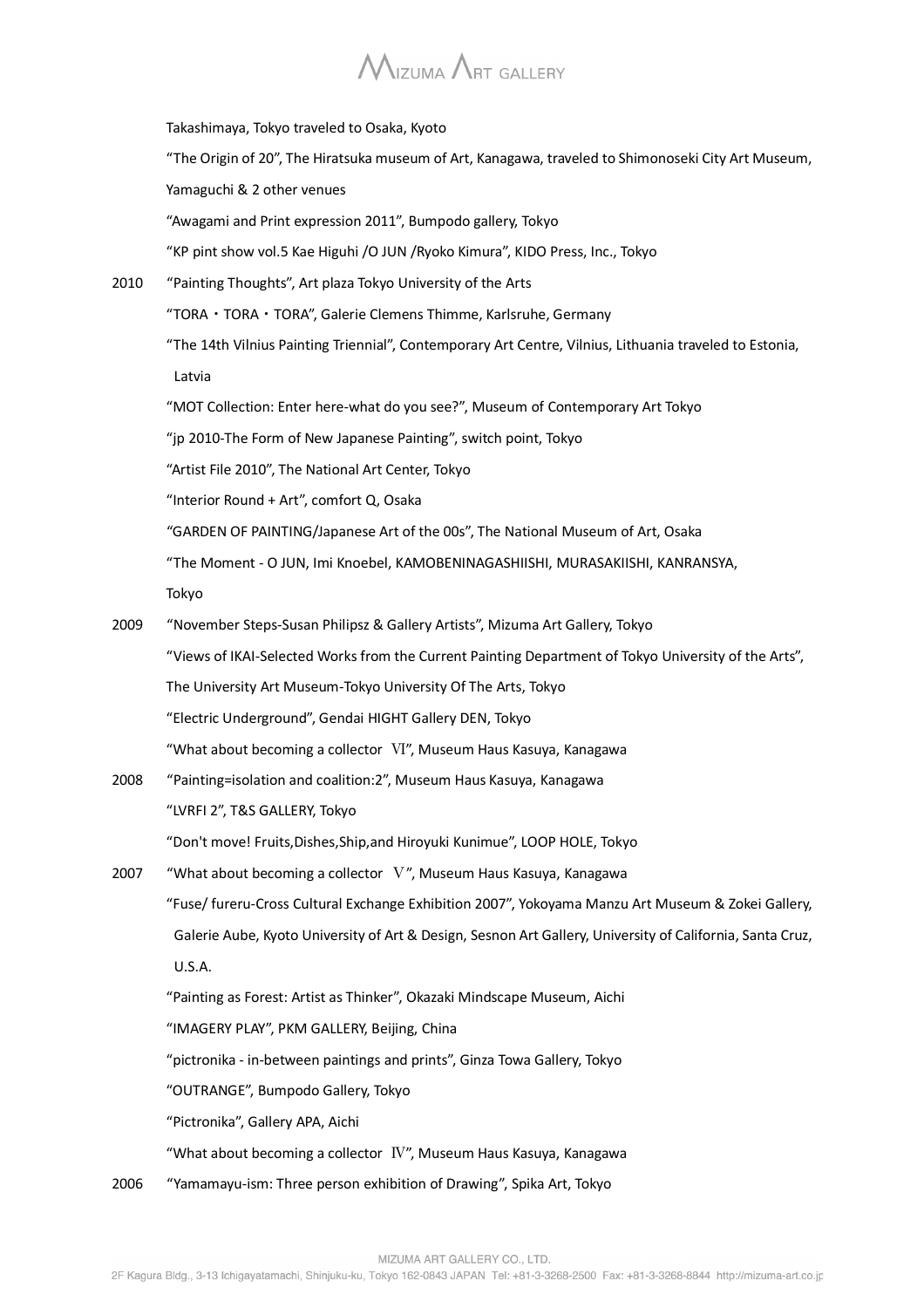Takashimaya, Tokyo traveled to Osaka, Kyoto

"The Origin of 20", The Hiratsuka museum of Art, Kanagawa, traveled to Shimonoseki City Art Museum, Yamaguchi & 2 other venues

"Awagami and Print expression 2011", Bumpodo gallery, Tokyo

"KP pint show vol.5 Kae Higuhi /O JUN /Ryoko Kimura", KIDO Press, Inc., Tokyo

2010 "Painting Thoughts", Art plaza Tokyo University of the Arts

"TORA・TORA・TORA", Galerie Clemens Thimme, Karlsruhe, Germany

"The 14th Vilnius Painting Triennial", Contemporary Art Centre, Vilnius, Lithuania traveled to Estonia, Latvia

"MOT Collection: Enter here-what do you see?", Museum of Contemporary Art Tokyo

"jp 2010-The Form of New Japanese Painting", switch point, Tokyo

"Artist File 2010", The National Art Center, Tokyo

"Interior Round + Art", comfort Q, Osaka

"GARDEN OF PAINTING/Japanese Art of the 00s", The National Museum of Art, Osaka

"The Moment - O JUN, Imi Knoebel, KAMOBENINAGASHIISHI, MURASAKIISHI, KANRANSYA, Tokyo

2009 "November Steps-Susan Philipsz & Gallery Artists", Mizuma Art Gallery, Tokyo

"Views of IKAI-Selected Works from the Current Painting Department of Tokyo University of the Arts", The University Art Museum-Tokyo University Of The Arts, Tokyo

"Electric Underground", Gendai HIGHT Gallery DEN, Tokyo

"What about becoming a collector Ⅵ", Museum Haus Kasuya, Kanagawa

2008 "Painting=isolation and coalition:2", Museum Haus Kasuya, Kanagawa

"LVRFI 2", T&S GALLERY, Tokyo

"Don't move! Fruits,Dishes,Ship,and Hiroyuki Kunimue", LOOP HOLE, Tokyo

2007 "What about becoming a collector Ⅴ", Museum Haus Kasuya, Kanagawa

"Fuse/ fureru-Cross Cultural Exchange Exhibition 2007", Yokoyama Manzu Art Museum & Zokei Gallery, Galerie Aube, Kyoto University of Art & Design, Sesnon Art Gallery, University of California, Santa Cruz, U.S.A.

"Painting as Forest: Artist as Thinker", Okazaki Mindscape Museum, Aichi

"IMAGERY PLAY", PKM GALLERY, Beijing, China

"pictronika - in-between paintings and prints", Ginza Towa Gallery, Tokyo

"OUTRANGE", Bumpodo Gallery, Tokyo

"Pictronika", Gallery APA, Aichi

"What about becoming a collector Ⅳ", Museum Haus Kasuya, Kanagawa

2006 "Yamamayu-ism: Three person exhibition of Drawing", Spika Art, Tokyo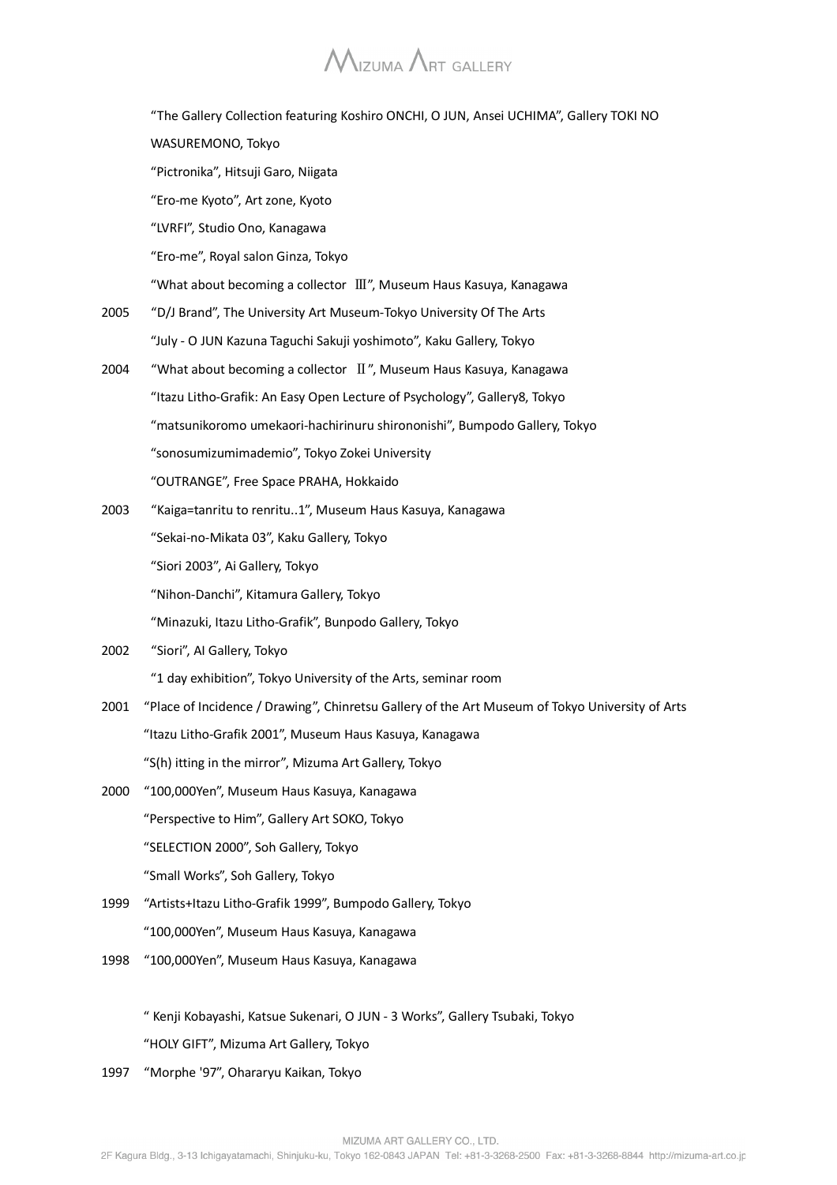"The Gallery Collection featuring Koshiro ONCHI, O JUN, Ansei UCHIMA", Gallery TOKI NO WASUREMONO, Tokyo

"Pictronika", Hitsuji Garo, Niigata

"Ero-me Kyoto", Art zone, Kyoto

"LVRFI", Studio Ono, Kanagawa

"Ero-me", Royal salon Ginza, Tokyo

"What about becoming a collector Ⅲ", Museum Haus Kasuya, Kanagawa

2005 "D/J Brand", The University Art Museum-Tokyo University Of The Arts

"July - O JUN Kazuna Taguchi Sakuji yoshimoto", Kaku Gallery, Tokyo

2004 "What about becoming a collector Ⅱ", Museum Haus Kasuya, Kanagawa

"Itazu Litho-Grafik: An Easy Open Lecture of Psychology", Gallery8, Tokyo

"matsunikoromo umekaori-hachirinuru shirononishi", Bumpodo Gallery, Tokyo

"sonosumizumimademio", Tokyo Zokei University

"OUTRANGE", Free Space PRAHA, Hokkaido

2003 "Kaiga=tanritu to renritu..1", Museum Haus Kasuya, Kanagawa

"Sekai-no-Mikata 03", Kaku Gallery, Tokyo

"Siori 2003", Ai Gallery, Tokyo

"Nihon-Danchi", Kitamura Gallery, Tokyo

"Minazuki, Itazu Litho-Grafik", Bunpodo Gallery, Tokyo

2002 "Siori", AI Gallery, Tokyo

"1 day exhibition", Tokyo University of the Arts, seminar room

2001 "Place of Incidence / Drawing", Chinretsu Gallery of the Art Museum of Tokyo University of Arts

"Itazu Litho-Grafik 2001", Museum Haus Kasuya, Kanagawa

"S(h) itting in the mirror", Mizuma Art Gallery, Tokyo

2000 "100,000Yen", Museum Haus Kasuya, Kanagawa

"Perspective to Him", Gallery Art SOKO, Tokyo

"SELECTION 2000", Soh Gallery, Tokyo

"Small Works", Soh Gallery, Tokyo

1999 "Artists+Itazu Litho-Grafik 1999", Bumpodo Gallery, Tokyo

"100,000Yen", Museum Haus Kasuya, Kanagawa

1998 "100,000Yen", Museum Haus Kasuya, Kanagawa

" Kenji Kobayashi, Katsue Sukenari, O JUN - 3 Works", Gallery Tsubaki, Tokyo

"HOLY GIFT", Mizuma Art Gallery, Tokyo

1997 "Morphe '97", Ohararyu Kaikan, Tokyo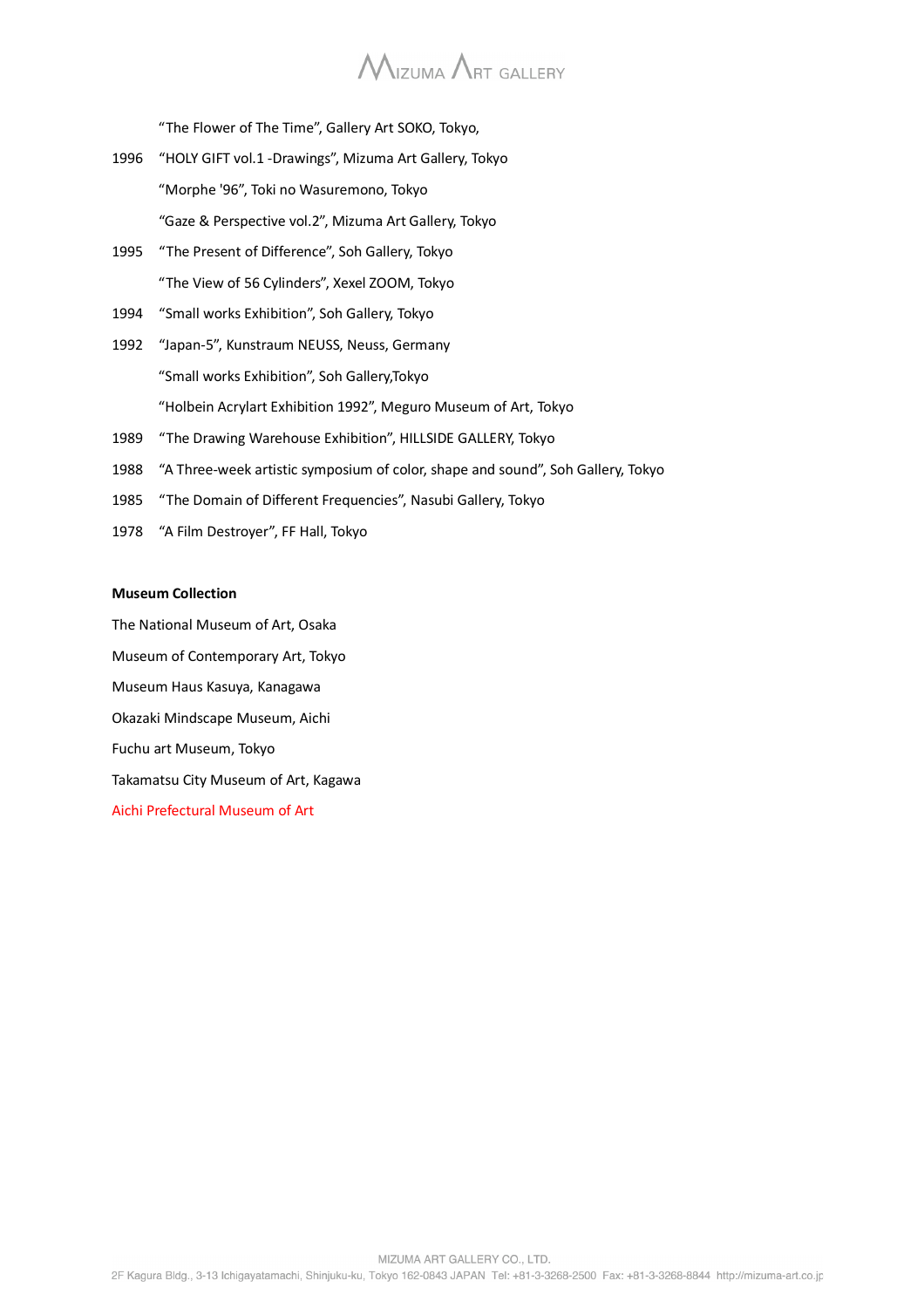"The Flower of The Time", Gallery Art SOKO, Tokyo,

1996 "HOLY GIFT vol.1 -Drawings", Mizuma Art Gallery, Tokyo

"Morphe '96", Toki no Wasuremono, Tokyo

"Gaze & Perspective vol.2", Mizuma Art Gallery, Tokyo

1995 "The Present of Difference", Soh Gallery, Tokyo

"The View of 56 Cylinders", Xexel ZOOM, Tokyo

1994 "Small works Exhibition", Soh Gallery, Tokyo

1992 "Japan-5", Kunstraum NEUSS, Neuss, Germany

"Small works Exhibition", Soh Gallery,Tokyo

"Holbein Acrylart Exhibition 1992", Meguro Museum of Art, Tokyo

1989 "The Drawing Warehouse Exhibition", HILLSIDE GALLERY, Tokyo

1988 "A Three-week artistic symposium of color, shape and sound", Soh Gallery, Tokyo

1985 "The Domain of Different Frequencies", Nasubi Gallery, Tokyo

1978 "A Film Destroyer", FF Hall, Tokyo

**Museum Collection**

The National Museum of Art, Osaka

Museum of Contemporary Art, Tokyo

Museum Haus Kasuya, Kanagawa

Okazaki Mindscape Museum, Aichi

Fuchu art Museum, Tokyo

Takamatsu City Museum of Art, Kagawa

Aichi Prefectural Museum of Art